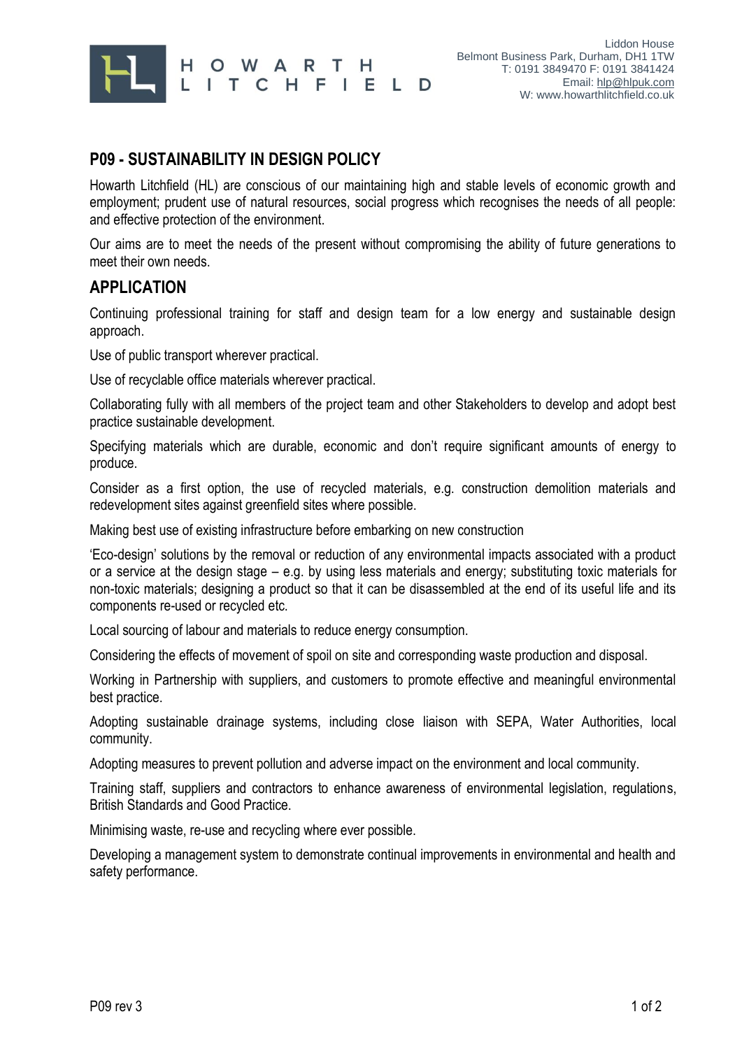Liddon House
Belmont Business Park, Durham, DH1 1TW
T: 0191 3849470 F: 0191 3841424
Email: hlp@hlpuk.com
W: www.howarthlitchfield.co.uk

## P09 - SUSTAINABILITY IN DESIGN POLICY

Howarth Litchfield (HL) are conscious of our maintaining high and stable levels of economic growth and employment; prudent use of natural resources, social progress which recognises the needs of all people: and effective protection of the environment.

Our aims are to meet the needs of the present without compromising the ability of future generations to meet their own needs.

## APPLICATION

Continuing professional training for staff and design team for a low energy and sustainable design approach.

Use of public transport wherever practical.

Use of recyclable office materials wherever practical.

Collaborating fully with all members of the project team and other Stakeholders to develop and adopt best practice sustainable development.

Specifying materials which are durable, economic and don't require significant amounts of energy to produce.

Consider as a first option, the use of recycled materials, e.g. construction demolition materials and redevelopment sites against greenfield sites where possible.

Making best use of existing infrastructure before embarking on new construction

'Eco-design' solutions by the removal or reduction of any environmental impacts associated with a product or a service at the design stage – e.g. by using less materials and energy; substituting toxic materials for non-toxic materials; designing a product so that it can be disassembled at the end of its useful life and its components re-used or recycled etc.

Local sourcing of labour and materials to reduce energy consumption.

Considering the effects of movement of spoil on site and corresponding waste production and disposal.

Working in Partnership with suppliers, and customers to promote effective and meaningful environmental best practice.

Adopting sustainable drainage systems, including close liaison with SEPA, Water Authorities, local community.

Adopting measures to prevent pollution and adverse impact on the environment and local community.

Training staff, suppliers and contractors to enhance awareness of environmental legislation, regulations, British Standards and Good Practice.

Minimising waste, re-use and recycling where ever possible.

Developing a management system to demonstrate continual improvements in environmental and health and safety performance.

P09 rev 3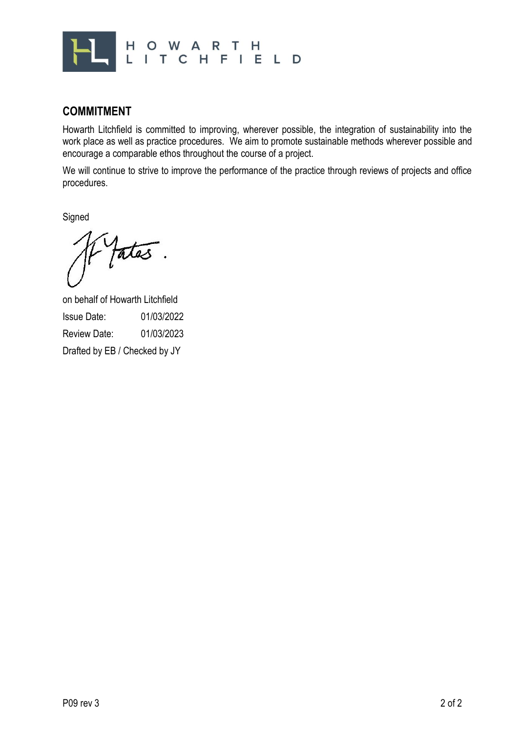## COMMITMENT

Howarth Litchfield is committed to improving, wherever possible, the integration of sustainability into the work place as well as practice procedures. We aim to promote sustainable methods wherever possible and encourage a comparable ethos throughout the course of a project.

We will continue to strive to improve the performance of the practice through reviews of projects and office procedures.

Signed

JF Yates.

on behalf of Howarth Litchfield

Issue Date: 01/03/2022

Review Date: 01/03/2023

Drafted by EB / Checked by JY

P09 rev 3